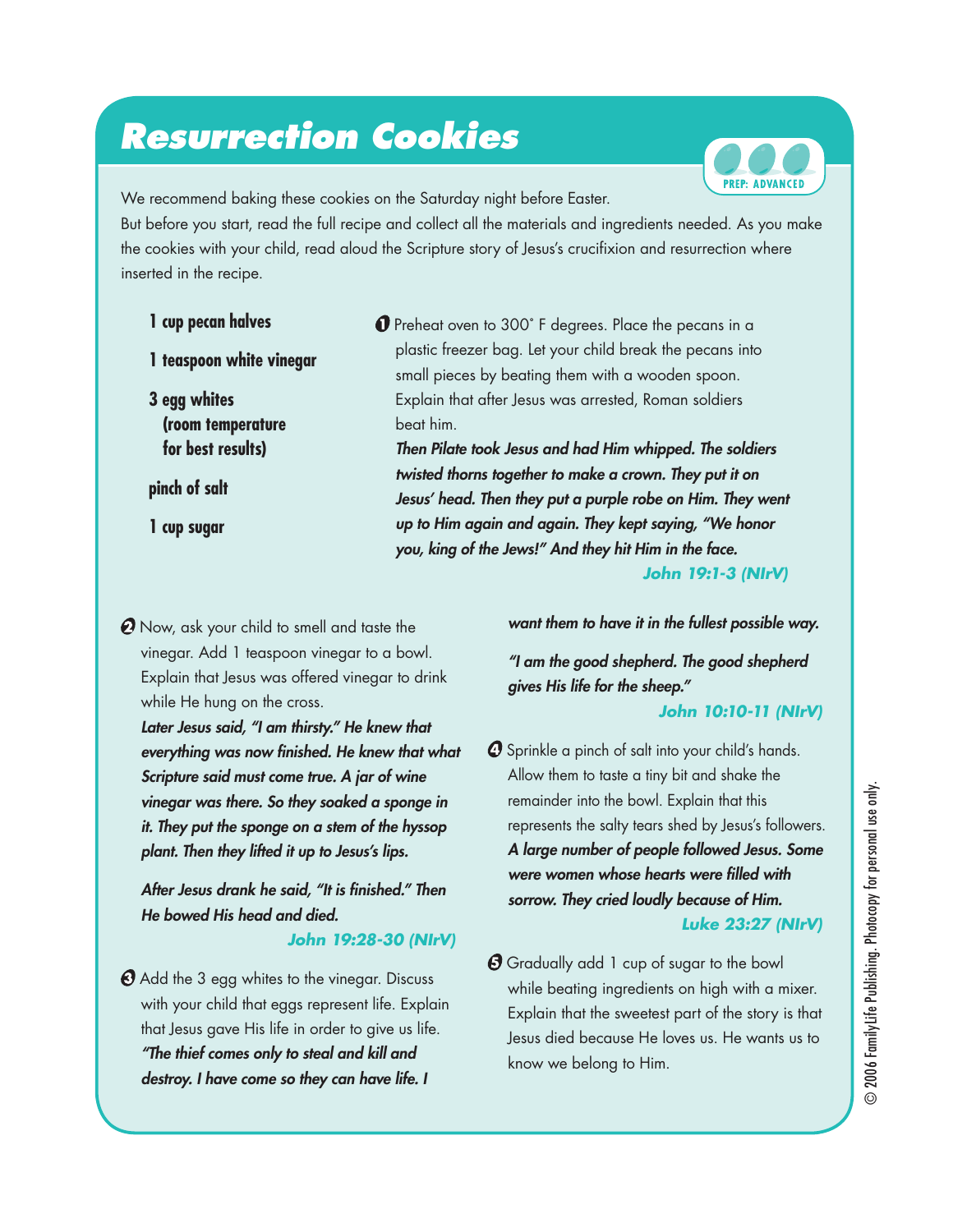# Resurrection Cookies

PREP: ADVANCED

We recommend baking these cookies on the Saturday night before Easter.

But before you start, read the full recipe and collect all the materials and ingredients needed. As you make the cookies with your child, read aloud the Scripture story of Jesus's crucifixion and resurrection where inserted in the recipe.

- **1 cup pecan halves**
- **1 teaspoon white vinegar**
- **3 egg whites (room temperature for best results)**
- **pinch of salt**
- **1 cup sugar**

**1** Preheat oven to 300˚ F degrees. Place the pecans in a plastic freezer bag. Let your child break the pecans into small pieces by beating them with a wooden spoon. Explain that after Jesus was arrested, Roman soldiers beat him.

***Then Pilate took Jesus and had Him whipped. The soldiers twisted thorns together to make a crown. They put it on Jesus' head. Then they put a purple robe on Him. They went up to Him again and again. They kept saying, "We honor you, king of the Jews!" And they hit Him in the face.***

**John 19:1-3 (NIrV)**

**2** Now, ask your child to smell and taste the vinegar. Add 1 teaspoon vinegar to a bowl. Explain that Jesus was offered vinegar to drink while He hung on the cross.

***Later Jesus said, "I am thirsty." He knew that everything was now finished. He knew that what Scripture said must come true. A jar of wine vinegar was there. So they soaked a sponge in it. They put the sponge on a stem of the hyssop plant. Then they lifted it up to Jesus's lips.***

***After Jesus drank he said, "It is finished." Then He bowed His head and died.***

**John 19:28-30 (NIrV)**

**3** Add the 3 egg whites to the vinegar. Discuss with your child that eggs represent life. Explain that Jesus gave His life in order to give us life.

***"The thief comes only to steal and kill and destroy. I have come so they can have life. I want them to have it in the fullest possible way.***

***"I am the good shepherd. The good shepherd gives His life for the sheep."***

**John 10:10-11 (NIrV)**

**4** Sprinkle a pinch of salt into your child's hands. Allow them to taste a tiny bit and shake the remainder into the bowl. Explain that this represents the salty tears shed by Jesus's followers.

***A large number of people followed Jesus. Some were women whose hearts were filled with sorrow. They cried loudly because of Him.***

**Luke 23:27 (NIrV)**

**5** Gradually add 1 cup of sugar to the bowl while beating ingredients on high with a mixer. Explain that the sweetest part of the story is that Jesus died because He loves us. He wants us to know we belong to Him.

© 2006 FamilyLife Publishing. Photocopy for personal use only.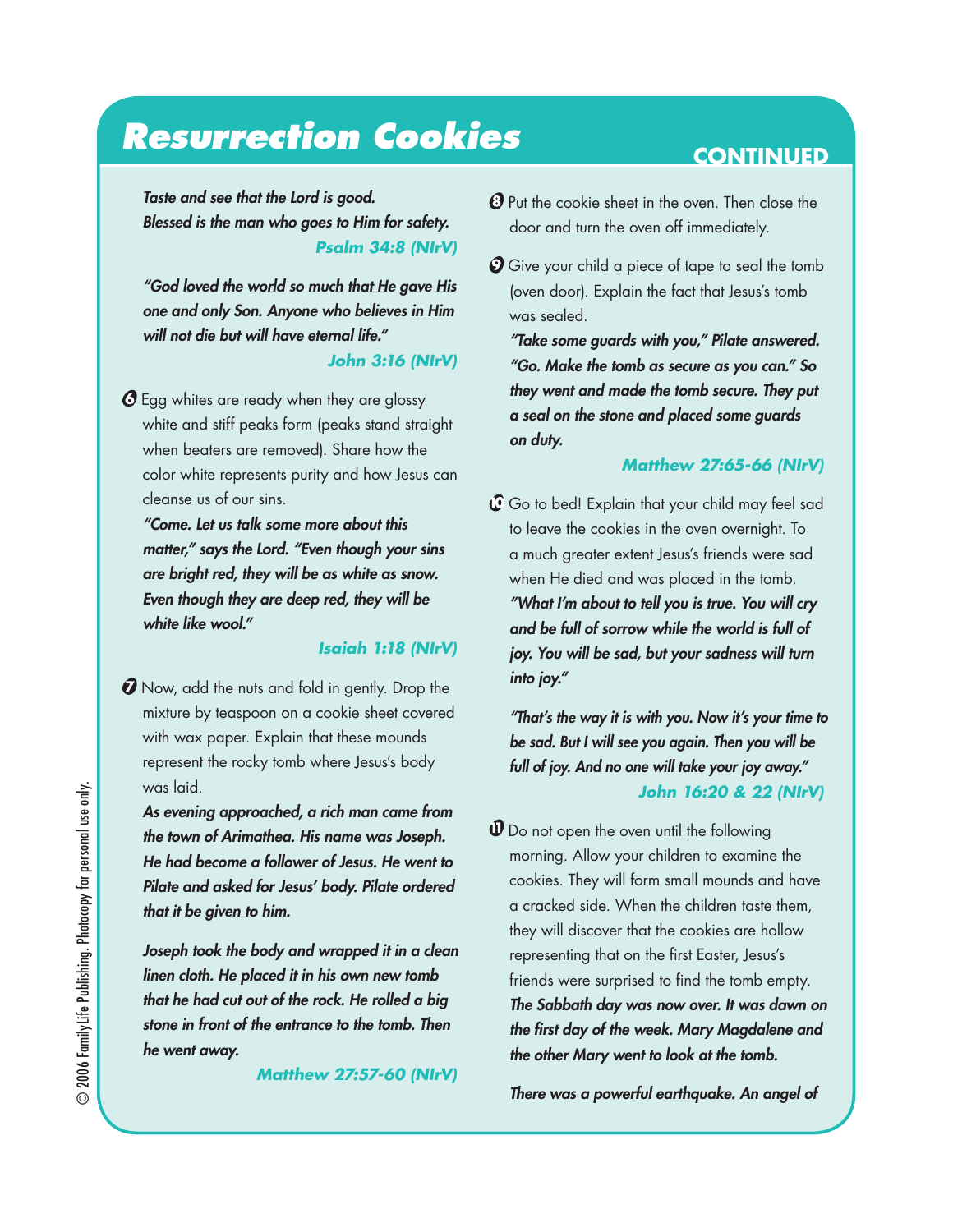# Resurrection Cookies

CONTINUED

*Taste and see that the Lord is good.*
*Blessed is the man who goes to Him for safety.*

**Psalm 34:8 (NIrV)**

*"God loved the world so much that He gave His one and only Son. Anyone who believes in Him will not die but will have eternal life."*

**John 3:16 (NIrV)**

6. Egg whites are ready when they are glossy white and stiff peaks form (peaks stand straight when beaters are removed). Share how the color white represents purity and how Jesus can cleanse us of our sins.

   *"Come. Let us talk some more about this matter," says the Lord. "Even though your sins are bright red, they will be as white as snow. Even though they are deep red, they will be white like wool."*

   **Isaiah 1:18 (NIrV)**

7. Now, add the nuts and fold in gently. Drop the mixture by teaspoon on a cookie sheet covered with wax paper. Explain that these mounds represent the rocky tomb where Jesus's body was laid.

   *As evening approached, a rich man came from the town of Arimathea. His name was Joseph. He had become a follower of Jesus. He went to Pilate and asked for Jesus' body. Pilate ordered that it be given to him.*

   *Joseph took the body and wrapped it in a clean linen cloth. He placed it in his own new tomb that he had cut out of the rock. He rolled a big stone in front of the entrance to the tomb. Then he went away.*

   **Matthew 27:57-60 (NIrV)**

8. Put the cookie sheet in the oven. Then close the door and turn the oven off immediately.

9. Give your child a piece of tape to seal the tomb (oven door). Explain the fact that Jesus's tomb was sealed.

   *"Take some guards with you," Pilate answered. "Go. Make the tomb as secure as you can." So they went and made the tomb secure. They put a seal on the stone and placed some guards on duty.*

   **Matthew 27:65-66 (NIrV)**

10. Go to bed! Explain that your child may feel sad to leave the cookies in the oven overnight. To a much greater extent Jesus's friends were sad when He died and was placed in the tomb.

    *"What I'm about to tell you is true. You will cry and be full of sorrow while the world is full of joy. You will be sad, but your sadness will turn into joy."*

    *"That's the way it is with you. Now it's your time to be sad. But I will see you again. Then you will be full of joy. And no one will take your joy away."*

    **John 16:20 & 22 (NIrV)**

11. Do not open the oven until the following morning. Allow your children to examine the cookies. They will form small mounds and have a cracked side. When the children taste them, they will discover that the cookies are hollow representing that on the first Easter, Jesus's friends were surprised to find the tomb empty.

    *The Sabbath day was now over. It was dawn on the first day of the week. Mary Magdalene and the other Mary went to look at the tomb.*

    *There was a powerful earthquake. An angel of*

© 2006 FamilyLife Publishing. Photocopy for personal use only.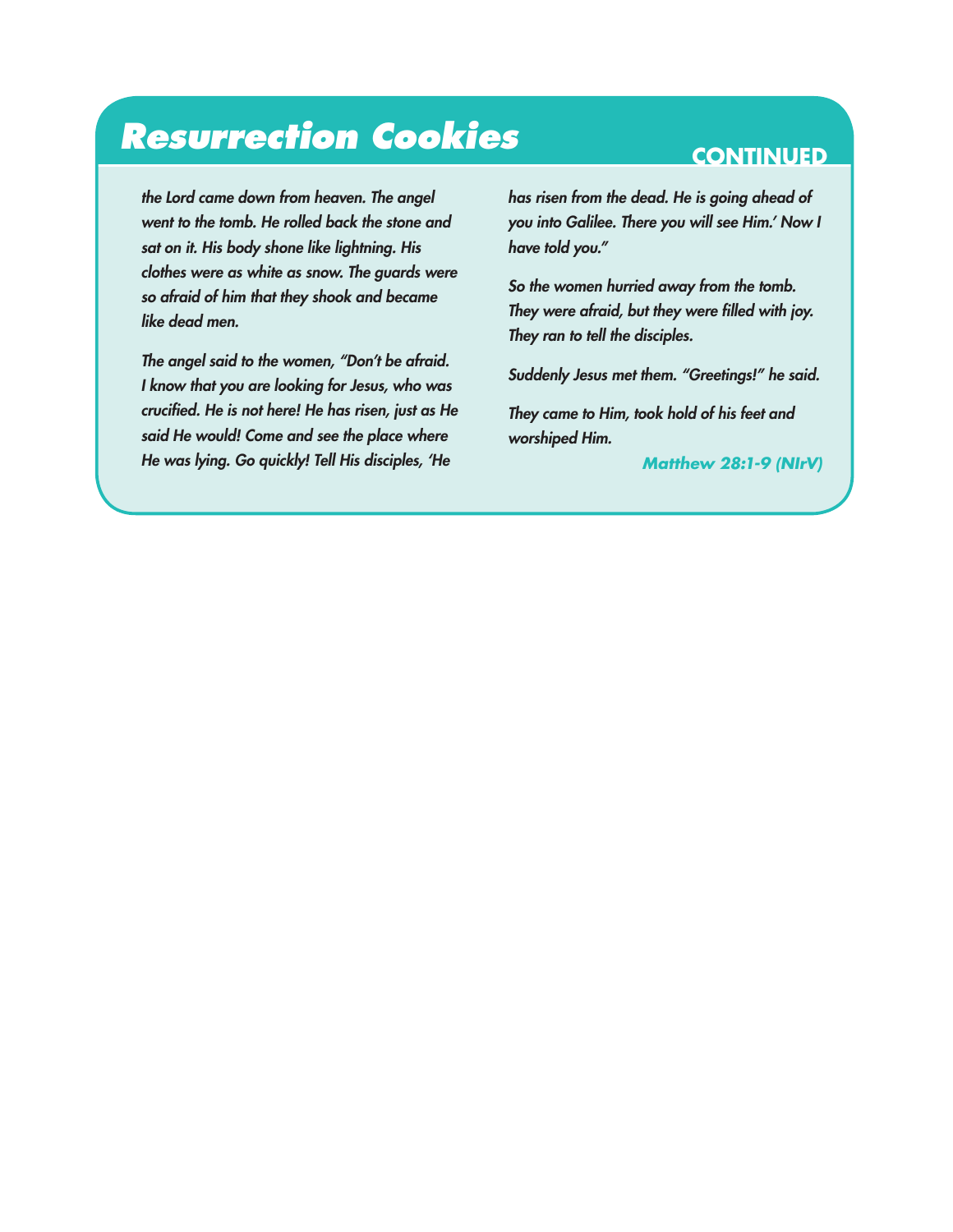# Resurrection Cookies

**CONTINUED**

*the Lord came down from heaven. The angel went to the tomb. He rolled back the stone and sat on it. His body shone like lightning. His clothes were as white as snow. The guards were so afraid of him that they shook and became like dead men.*

*The angel said to the women, "Don't be afraid. I know that you are looking for Jesus, who was crucified. He is not here! He has risen, just as He said He would! Come and see the place where He was lying. Go quickly! Tell His disciples, 'He has risen from the dead. He is going ahead of you into Galilee. There you will see Him.' Now I have told you."*

*So the women hurried away from the tomb. They were afraid, but they were filled with joy. They ran to tell the disciples.*

*Suddenly Jesus met them. "Greetings!" he said.*

*They came to Him, took hold of his feet and worshiped Him.*

***Matthew 28:1-9 (NIrV)***